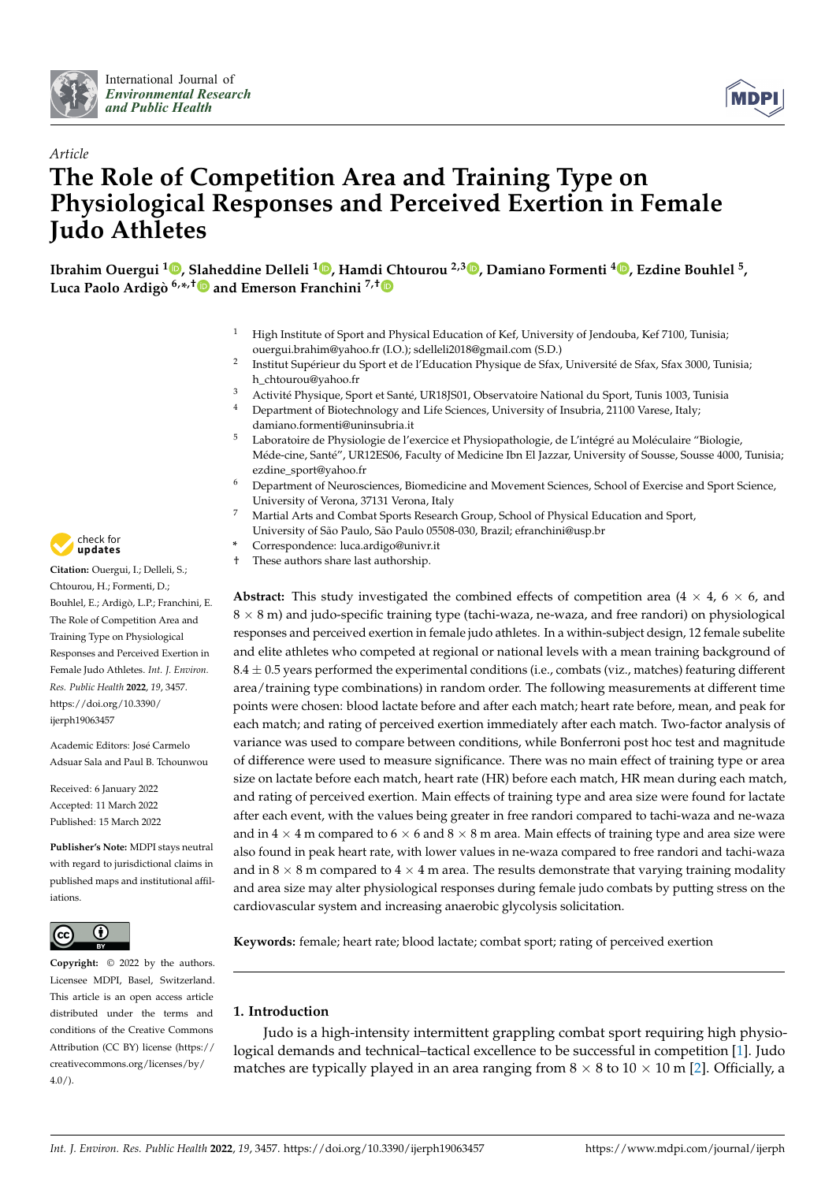*Article*

# The Role of Competition Area and Training Type on Physiological Responses and Perceived Exertion in Female Judo Athletes

**Ibrahim Ouergui [1], Slaheddine Delleli [1], Hamdi Chtourou [2,3], Damiano Formenti [4], Ezdine Bouhlel [5], Luca Paolo Ardigò [6,*,†] and Emerson Franchini [7,†]**

[1] High Institute of Sport and Physical Education of Kef, University of Jendouba, Kef 7100, Tunisia; ouergui.brahim@yahoo.fr (I.O.); sdelleli2018@gmail.com (S.D.)

[2] Institut Supérieur du Sport et de l'Education Physique de Sfax, Université de Sfax, Sfax 3000, Tunisia; h_chtourou@yahoo.fr

[3] Activité Physique, Sport et Santé, UR18JS01, Observatoire National du Sport, Tunis 1003, Tunisia

[4] Department of Biotechnology and Life Sciences, University of Insubria, 21100 Varese, Italy; damiano.formenti@uninsubria.it

[5] Laboratoire de Physiologie de l'exercice et Physiopathologie, de L'intégré au Moléculaire "Biologie, Méde-cine, Santé", UR12ES06, Faculty of Medicine Ibn El Jazzar, University of Sousse, Sousse 4000, Tunisia; ezdine_sport@yahoo.fr

[6] Department of Neurosciences, Biomedicine and Movement Sciences, School of Exercise and Sport Science, University of Verona, 37131 Verona, Italy

[7] Martial Arts and Combat Sports Research Group, School of Physical Education and Sport, University of São Paulo, São Paulo 05508-030, Brazil; efranchini@usp.br

* Correspondence: luca.ardigo@univr.it

† These authors share last authorship.

**Citation:** Ouergui, I.; Delleli, S.; Chtourou, H.; Formenti, D.; Bouhlel, E.; Ardigò, L.P.; Franchini, E. The Role of Competition Area and Training Type on Physiological Responses and Perceived Exertion in Female Judo Athletes. *Int. J. Environ. Res. Public Health* **2022**, *19*, 3457. https://doi.org/10.3390/ijerph19063457

Academic Editors: José Carmelo Adsuar Sala and Paul B. Tchounwou

Received: 6 January 2022
Accepted: 11 March 2022
Published: 15 March 2022

**Publisher's Note:** MDPI stays neutral with regard to jurisdictional claims in published maps and institutional affiliations.

**Copyright:** © 2022 by the authors. Licensee MDPI, Basel, Switzerland. This article is an open access article distributed under the terms and conditions of the Creative Commons Attribution (CC BY) license (https://creativecommons.org/licenses/by/4.0/).

**Abstract:** This study investigated the combined effects of competition area (4 × 4, 6 × 6, and 8 × 8 m) and judo-specific training type (tachi-waza, ne-waza, and free randori) on physiological responses and perceived exertion in female judo athletes. In a within-subject design, 12 female subelite and elite athletes who competed at regional or national levels with a mean training background of 8.4 ± 0.5 years performed the experimental conditions (i.e., combats (viz., matches) featuring different area/training type combinations) in random order. The following measurements at different time points were chosen: blood lactate before and after each match; heart rate before, mean, and peak for each match; and rating of perceived exertion immediately after each match. Two-factor analysis of variance was used to compare between conditions, while Bonferroni post hoc test and magnitude of difference were used to measure significance. There was no main effect of training type or area size on lactate before each match, heart rate (HR) before each match, HR mean during each match, and rating of perceived exertion. Main effects of training type and area size were found for lactate after each event, with the values being greater in free randori compared to tachi-waza and ne-waza and in 4 × 4 m compared to 6 × 6 and 8 × 8 m area. Main effects of training type and area size were also found in peak heart rate, with lower values in ne-waza compared to free randori and tachi-waza and in 8 × 8 m compared to 4 × 4 m area. The results demonstrate that varying training modality and area size may alter physiological responses during female judo combats by putting stress on the cardiovascular system and increasing anaerobic glycolysis solicitation.

**Keywords:** female; heart rate; blood lactate; combat sport; rating of perceived exertion

## 1. Introduction

Judo is a high-intensity intermittent grappling combat sport requiring high physiological demands and technical–tactical excellence to be successful in competition [1]. Judo matches are typically played in an area ranging from 8 × 8 to 10 × 10 m [2]. Officially, a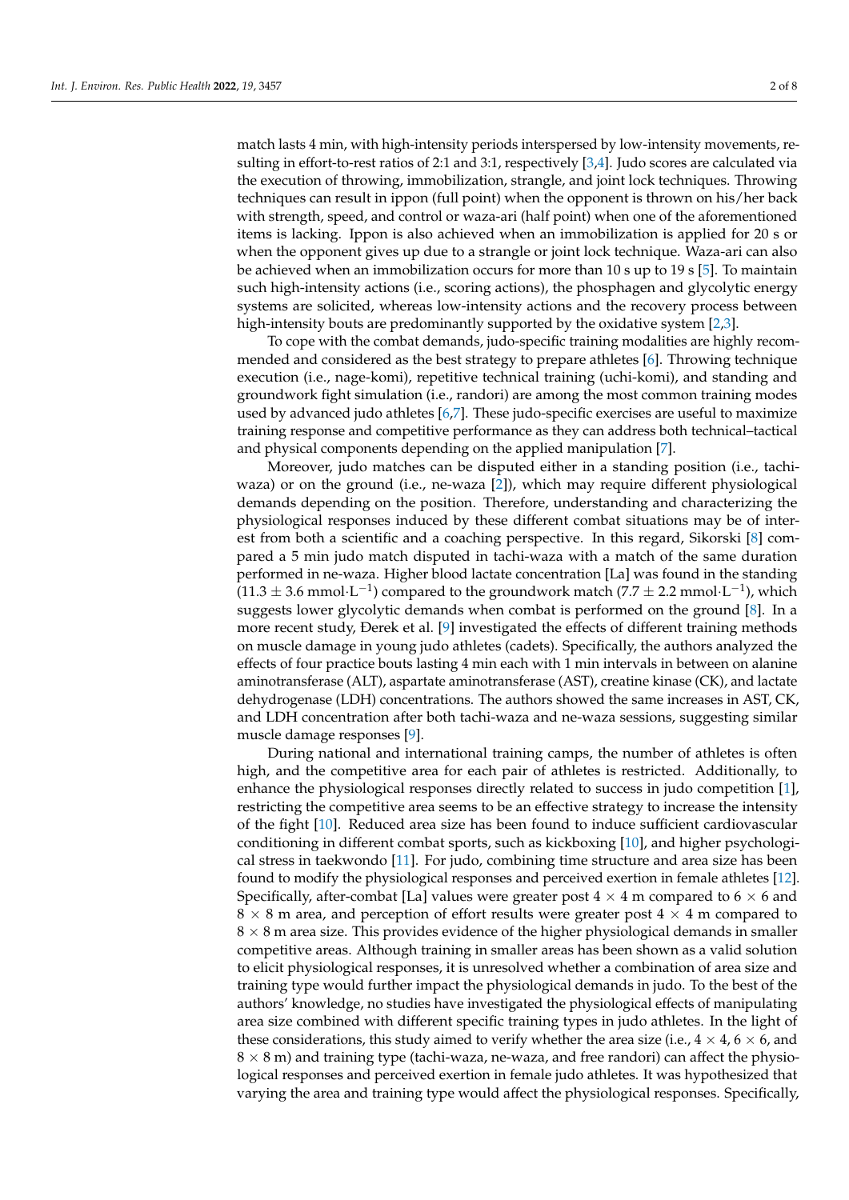match lasts 4 min, with high-intensity periods interspersed by low-intensity movements, resulting in effort-to-rest ratios of 2:1 and 3:1, respectively [3,4]. Judo scores are calculated via the execution of throwing, immobilization, strangle, and joint lock techniques. Throwing techniques can result in ippon (full point) when the opponent is thrown on his/her back with strength, speed, and control or waza-ari (half point) when one of the aforementioned items is lacking. Ippon is also achieved when an immobilization is applied for 20 s or when the opponent gives up due to a strangle or joint lock technique. Waza-ari can also be achieved when an immobilization occurs for more than 10 s up to 19 s [5]. To maintain such high-intensity actions (i.e., scoring actions), the phosphagen and glycolytic energy systems are solicited, whereas low-intensity actions and the recovery process between high-intensity bouts are predominantly supported by the oxidative system [2,3].

To cope with the combat demands, judo-specific training modalities are highly recommended and considered as the best strategy to prepare athletes [6]. Throwing technique execution (i.e., nage-komi), repetitive technical training (uchi-komi), and standing and groundwork fight simulation (i.e., randori) are among the most common training modes used by advanced judo athletes [6,7]. These judo-specific exercises are useful to maximize training response and competitive performance as they can address both technical–tactical and physical components depending on the applied manipulation [7].

Moreover, judo matches can be disputed either in a standing position (i.e., tachi-waza) or on the ground (i.e., ne-waza [2]), which may require different physiological demands depending on the position. Therefore, understanding and characterizing the physiological responses induced by these different combat situations may be of interest from both a scientific and a coaching perspective. In this regard, Sikorski [8] compared a 5 min judo match disputed in tachi-waza with a match of the same duration performed in ne-waza. Higher blood lactate concentration [La] was found in the standing ($11.3 \pm 3.6$ mmol·L$^{-1}$) compared to the groundwork match ($7.7 \pm 2.2$ mmol·L$^{-1}$), which suggests lower glycolytic demands when combat is performed on the ground [8]. In a more recent study, Đerek et al. [9] investigated the effects of different training methods on muscle damage in young judo athletes (cadets). Specifically, the authors analyzed the effects of four practice bouts lasting 4 min each with 1 min intervals in between on alanine aminotransferase (ALT), aspartate aminotransferase (AST), creatine kinase (CK), and lactate dehydrogenase (LDH) concentrations. The authors showed the same increases in AST, CK, and LDH concentration after both tachi-waza and ne-waza sessions, suggesting similar muscle damage responses [9].

During national and international training camps, the number of athletes is often high, and the competitive area for each pair of athletes is restricted. Additionally, to enhance the physiological responses directly related to success in judo competition [1], restricting the competitive area seems to be an effective strategy to increase the intensity of the fight [10]. Reduced area size has been found to induce sufficient cardiovascular conditioning in different combat sports, such as kickboxing [10], and higher psychological stress in taekwondo [11]. For judo, combining time structure and area size has been found to modify the physiological responses and perceived exertion in female athletes [12]. Specifically, after-combat [La] values were greater post $4 \times 4$ m compared to $6 \times 6$ and $8 \times 8$ m area, and perception of effort results were greater post $4 \times 4$ m compared to $8 \times 8$ m area size. This provides evidence of the higher physiological demands in smaller competitive areas. Although training in smaller areas has been shown as a valid solution to elicit physiological responses, it is unresolved whether a combination of area size and training type would further impact the physiological demands in judo. To the best of the authors' knowledge, no studies have investigated the physiological effects of manipulating area size combined with different specific training types in judo athletes. In the light of these considerations, this study aimed to verify whether the area size (i.e., $4 \times 4$, $6 \times 6$, and $8 \times 8$ m) and training type (tachi-waza, ne-waza, and free randori) can affect the physiological responses and perceived exertion in female judo athletes. It was hypothesized that varying the area and training type would affect the physiological responses. Specifically,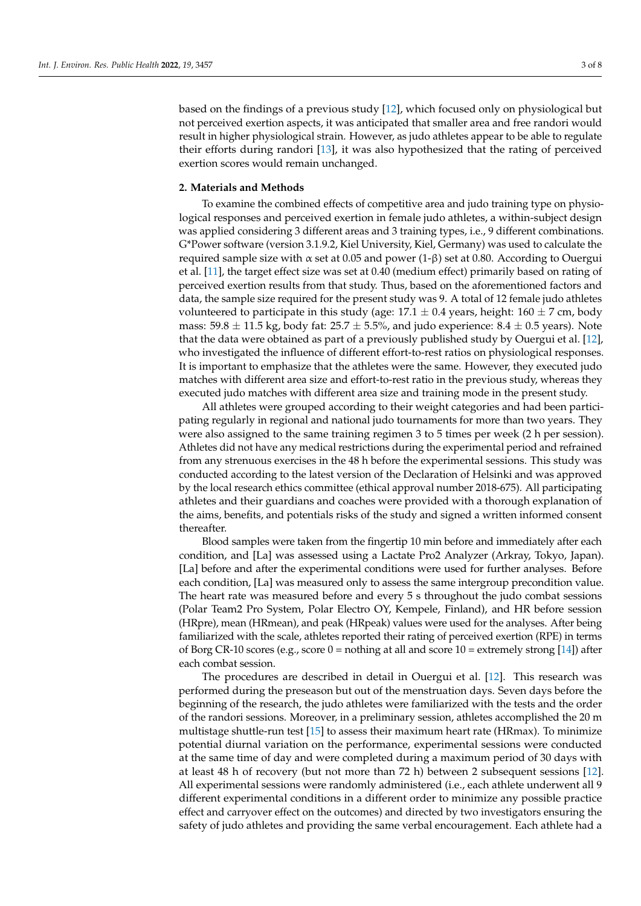based on the findings of a previous study [12], which focused only on physiological but not perceived exertion aspects, it was anticipated that smaller area and free randori would result in higher physiological strain. However, as judo athletes appear to be able to regulate their efforts during randori [13], it was also hypothesized that the rating of perceived exertion scores would remain unchanged.

## 2. Materials and Methods

To examine the combined effects of competitive area and judo training type on physiological responses and perceived exertion in female judo athletes, a within-subject design was applied considering 3 different areas and 3 training types, i.e., 9 different combinations. G*Power software (version 3.1.9.2, Kiel University, Kiel, Germany) was used to calculate the required sample size with $\alpha$ set at 0.05 and power (1-$\beta$) set at 0.80. According to Ouergui et al. [11], the target effect size was set at 0.40 (medium effect) primarily based on rating of perceived exertion results from that study. Thus, based on the aforementioned factors and data, the sample size required for the present study was 9. A total of 12 female judo athletes volunteered to participate in this study (age: $17.1 \pm 0.4$ years, height: $160 \pm 7$ cm, body mass: $59.8 \pm 11.5$ kg, body fat: $25.7 \pm 5.5\%$, and judo experience: $8.4 \pm 0.5$ years). Note that the data were obtained as part of a previously published study by Ouergui et al. [12], who investigated the influence of different effort-to-rest ratios on physiological responses. It is important to emphasize that the athletes were the same. However, they executed judo matches with different area size and effort-to-rest ratio in the previous study, whereas they executed judo matches with different area size and training mode in the present study.

All athletes were grouped according to their weight categories and had been participating regularly in regional and national judo tournaments for more than two years. They were also assigned to the same training regimen 3 to 5 times per week (2 h per session). Athletes did not have any medical restrictions during the experimental period and refrained from any strenuous exercises in the 48 h before the experimental sessions. This study was conducted according to the latest version of the Declaration of Helsinki and was approved by the local research ethics committee (ethical approval number 2018-675). All participating athletes and their guardians and coaches were provided with a thorough explanation of the aims, benefits, and potentials risks of the study and signed a written informed consent thereafter.

Blood samples were taken from the fingertip 10 min before and immediately after each condition, and [La] was assessed using a Lactate Pro2 Analyzer (Arkray, Tokyo, Japan). [La] before and after the experimental conditions were used for further analyses. Before each condition, [La] was measured only to assess the same intergroup precondition value. The heart rate was measured before and every 5 s throughout the judo combat sessions (Polar Team2 Pro System, Polar Electro OY, Kempele, Finland), and HR before session (HRpre), mean (HRmean), and peak (HRpeak) values were used for the analyses. After being familiarized with the scale, athletes reported their rating of perceived exertion (RPE) in terms of Borg CR-10 scores (e.g., score 0 = nothing at all and score 10 = extremely strong [14]) after each combat session.

The procedures are described in detail in Ouergui et al. [12]. This research was performed during the preseason but out of the menstruation days. Seven days before the beginning of the research, the judo athletes were familiarized with the tests and the order of the randori sessions. Moreover, in a preliminary session, athletes accomplished the 20 m multistage shuttle-run test [15] to assess their maximum heart rate (HRmax). To minimize potential diurnal variation on the performance, experimental sessions were conducted at the same time of day and were completed during a maximum period of 30 days with at least 48 h of recovery (but not more than 72 h) between 2 subsequent sessions [12]. All experimental sessions were randomly administered (i.e., each athlete underwent all 9 different experimental conditions in a different order to minimize any possible practice effect and carryover effect on the outcomes) and directed by two investigators ensuring the safety of judo athletes and providing the same verbal encouragement. Each athlete had a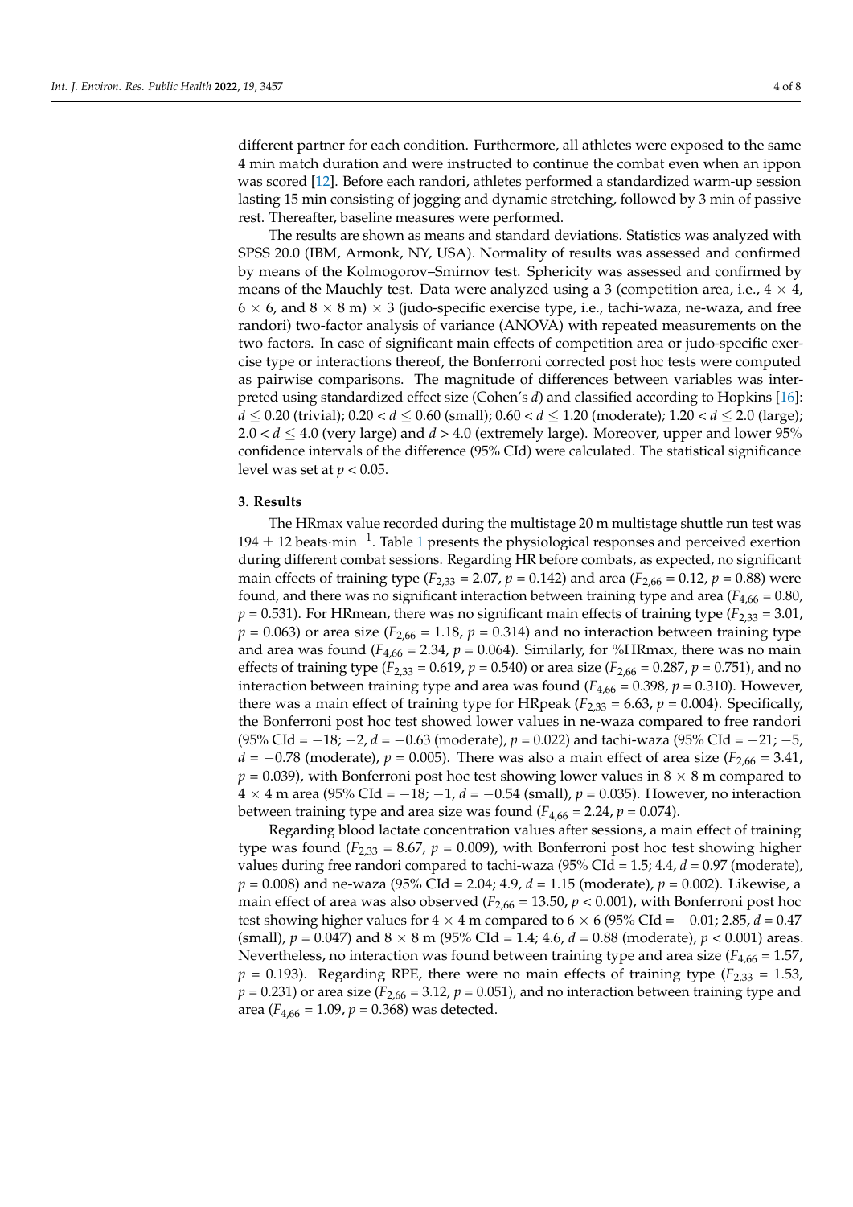different partner for each condition. Furthermore, all athletes were exposed to the same 4 min match duration and were instructed to continue the combat even when an ippon was scored [12]. Before each randori, athletes performed a standardized warm-up session lasting 15 min consisting of jogging and dynamic stretching, followed by 3 min of passive rest. Thereafter, baseline measures were performed.

The results are shown as means and standard deviations. Statistics was analyzed with SPSS 20.0 (IBM, Armonk, NY, USA). Normality of results was assessed and confirmed by means of the Kolmogorov–Smirnov test. Sphericity was assessed and confirmed by means of the Mauchly test. Data were analyzed using a 3 (competition area, i.e., $4 \times 4$, $6 \times 6$, and $8 \times 8$ m) $\times$ 3 (judo-specific exercise type, i.e., tachi-waza, ne-waza, and free randori) two-factor analysis of variance (ANOVA) with repeated measurements on the two factors. In case of significant main effects of competition area or judo-specific exercise type or interactions thereof, the Bonferroni corrected post hoc tests were computed as pairwise comparisons. The magnitude of differences between variables was interpreted using standardized effect size (Cohen's $d$) and classified according to Hopkins [16]: $d \leq 0.20$ (trivial); $0.20 < d \leq 0.60$ (small); $0.60 < d \leq 1.20$ (moderate); $1.20 < d \leq 2.0$ (large); $2.0 < d \leq 4.0$ (very large) and $d > 4.0$ (extremely large). Moreover, upper and lower 95% confidence intervals of the difference (95% CId) were calculated. The statistical significance level was set at $p < 0.05$.

## 3. Results

The HRmax value recorded during the multistage 20 m multistage shuttle run test was $194 \pm 12$ beats·min$^{-1}$. Table 1 presents the physiological responses and perceived exertion during different combat sessions. Regarding HR before combats, as expected, no significant main effects of training type ($F_{2,33} = 2.07$, $p = 0.142$) and area ($F_{2,66} = 0.12$, $p = 0.88$) were found, and there was no significant interaction between training type and area ($F_{4,66} = 0.80$, $p = 0.531$). For HRmean, there was no significant main effects of training type ($F_{2,33} = 3.01$, $p = 0.063$) or area size ($F_{2,66} = 1.18$, $p = 0.314$) and no interaction between training type and area was found ($F_{4,66} = 2.34$, $p = 0.064$). Similarly, for %HRmax, there was no main effects of training type ($F_{2,33} = 0.619$, $p = 0.540$) or area size ($F_{2,66} = 0.287$, $p = 0.751$), and no interaction between training type and area was found ($F_{4,66} = 0.398$, $p = 0.310$). However, there was a main effect of training type for HRpeak ($F_{2,33} = 6.63$, $p = 0.004$). Specifically, the Bonferroni post hoc test showed lower values in ne-waza compared to free randori (95% CId = −18; −2, $d = -0.63$ (moderate), $p = 0.022$) and tachi-waza (95% CId = −21; −5, $d = -0.78$ (moderate), $p = 0.005$). There was also a main effect of area size ($F_{2,66} = 3.41$, $p = 0.039$), with Bonferroni post hoc test showing lower values in $8 \times 8$ m compared to $4 \times 4$ m area (95% CId = −18; −1, $d = -0.54$ (small), $p = 0.035$). However, no interaction between training type and area size was found ($F_{4,66} = 2.24$, $p = 0.074$).

Regarding blood lactate concentration values after sessions, a main effect of training type was found ($F_{2,33} = 8.67$, $p = 0.009$), with Bonferroni post hoc test showing higher values during free randori compared to tachi-waza (95% CId = 1.5; 4.4, $d = 0.97$ (moderate), $p = 0.008$) and ne-waza (95% CId = 2.04; 4.9, $d = 1.15$ (moderate), $p = 0.002$). Likewise, a main effect of area was also observed ($F_{2,66} = 13.50$, $p < 0.001$), with Bonferroni post hoc test showing higher values for $4 \times 4$ m compared to $6 \times 6$ (95% CId = −0.01; 2.85, $d = 0.47$ (small), $p = 0.047$) and $8 \times 8$ m (95% CId = 1.4; 4.6, $d = 0.88$ (moderate), $p < 0.001$) areas. Nevertheless, no interaction was found between training type and area size ($F_{4,66} = 1.57$, $p = 0.193$). Regarding RPE, there were no main effects of training type ($F_{2,33} = 1.53$, $p = 0.231$) or area size ($F_{2,66} = 3.12$, $p = 0.051$), and no interaction between training type and area ($F_{4,66} = 1.09$, $p = 0.368$) was detected.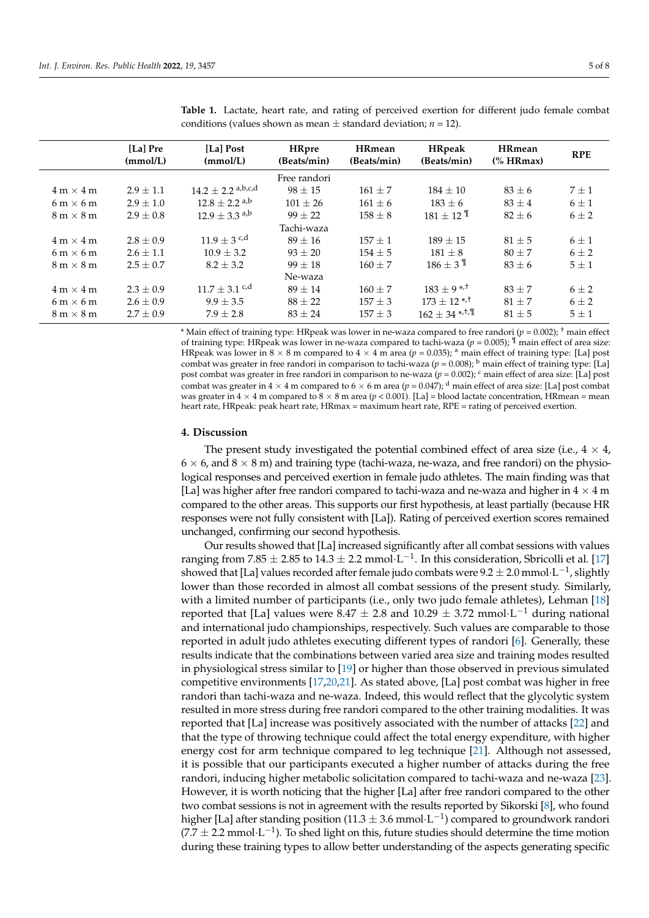**Table 1.** Lactate, heart rate, and rating of perceived exertion for different judo female combat conditions (values shown as mean ± standard deviation; *n* = 12).

| | [La] Pre (mmol/L) | [La] Post (mmol/L) | HRpre (Beats/min) | HRmean (Beats/min) | HRpeak (Beats/min) | HRmean (% HRmax) | RPE |
|---|---|---|---|---|---|---|---|
| | | | Free randori | | | | |
| 4 m × 4 m | 2.9 ± 1.1 | 14.2 ± 2.2 [a,b,c,d] | 98 ± 15 | 161 ± 7 | 184 ± 10 | 83 ± 6 | 7 ± 1 |
| 6 m × 6 m | 2.9 ± 1.0 | 12.8 ± 2.2 [a,b] | 101 ± 26 | 161 ± 6 | 183 ± 6 | 83 ± 4 | 6 ± 1 |
| 8 m × 8 m | 2.9 ± 0.8 | 12.9 ± 3.3 [a,b] | 99 ± 22 | 158 ± 8 | 181 ± 12 [¶] | 82 ± 6 | 6 ± 2 |
| | | | Tachi-waza | | | | |
| 4 m × 4 m | 2.8 ± 0.9 | 11.9 ± 3 [c,d] | 89 ± 16 | 157 ± 1 | 189 ± 15 | 81 ± 5 | 6 ± 1 |
| 6 m × 6 m | 2.6 ± 1.1 | 10.9 ± 3.2 | 93 ± 20 | 154 ± 5 | 181 ± 8 | 80 ± 7 | 6 ± 2 |
| 8 m × 8 m | 2.5 ± 0.7 | 8.2 ± 3.2 | 99 ± 18 | 160 ± 7 | 186 ± 3 [¶] | 83 ± 6 | 5 ± 1 |
| | | | Ne-waza | | | | |
| 4 m × 4 m | 2.3 ± 0.9 | 11.7 ± 3.1 [c,d] | 89 ± 14 | 160 ± 7 | 183 ± 9 [*,†] | 83 ± 7 | 6 ± 2 |
| 6 m × 6 m | 2.6 ± 0.9 | 9.9 ± 3.5 | 88 ± 22 | 157 ± 3 | 173 ± 12 [*,†] | 81 ± 7 | 6 ± 2 |
| 8 m × 8 m | 2.7 ± 0.9 | 7.9 ± 2.8 | 83 ± 24 | 157 ± 3 | 162 ± 34 [*,†,¶] | 81 ± 5 | 5 ± 1 |

* Main effect of training type: HRpeak was lower in ne-waza compared to free randori ($p = 0.002$); [†] main effect of training type: HRpeak was lower in ne-waza compared to tachi-waza ($p = 0.005$); [¶] main effect of area size: HRpeak was lower in 8 × 8 m compared to 4 × 4 m area ($p = 0.035$); [a] main effect of training type: [La] post combat was greater in free randori in comparison to tachi-waza ($p = 0.008$); [b] main effect of training type: [La] post combat was greater in free randori in comparison to ne-waza ($p = 0.002$); [c] main effect of area size: [La] post combat was greater in 4 × 4 m compared to 6 × 6 m area ($p = 0.047$); [d] main effect of area size: [La] post combat was greater in 4 × 4 m compared to 8 × 8 m area ($p < 0.001$). [La] = blood lactate concentration, HRmean = mean heart rate, HRpeak: peak heart rate, HRmax = maximum heart rate, RPE = rating of perceived exertion.

## 4. Discussion

The present study investigated the potential combined effect of area size (i.e., 4 × 4, 6 × 6, and 8 × 8 m) and training type (tachi-waza, ne-waza, and free randori) on the physiological responses and perceived exertion in female judo athletes. The main finding was that [La] was higher after free randori compared to tachi-waza and ne-waza and higher in 4 × 4 m compared to the other areas. This supports our first hypothesis, at least partially (because HR responses were not fully consistent with [La]). Rating of perceived exertion scores remained unchanged, confirming our second hypothesis.

Our results showed that [La] increased significantly after all combat sessions with values ranging from 7.85 ± 2.85 to 14.3 ± 2.2 $mmol \cdot L^{-1}$. In this consideration, Sbricolli et al. [17] showed that [La] values recorded after female judo combats were 9.2 ± 2.0 $mmol \cdot L^{-1}$, slightly lower than those recorded in almost all combat sessions of the present study. Similarly, with a limited number of participants (i.e., only two judo female athletes), Lehman [18] reported that [La] values were 8.47 ± 2.8 and 10.29 ± 3.72 $mmol \cdot L^{-1}$ during national and international judo championships, respectively. Such values are comparable to those reported in adult judo athletes executing different types of randori [6]. Generally, these results indicate that the combinations between varied area size and training modes resulted in physiological stress similar to [19] or higher than those observed in previous simulated competitive environments [17,20,21]. As stated above, [La] post combat was higher in free randori than tachi-waza and ne-waza. Indeed, this would reflect that the glycolytic system resulted in more stress during free randori compared to the other training modalities. It was reported that [La] increase was positively associated with the number of attacks [22] and that the type of throwing technique could affect the total energy expenditure, with higher energy cost for arm technique compared to leg technique [21]. Although not assessed, it is possible that our participants executed a higher number of attacks during the free randori, inducing higher metabolic solicitation compared to tachi-waza and ne-waza [23]. However, it is worth noticing that the higher [La] after free randori compared to the other two combat sessions is not in agreement with the results reported by Sikorski [8], who found higher [La] after standing position (11.3 ± 3.6 $mmol \cdot L^{-1}$) compared to groundwork randori (7.7 ± 2.2 $mmol \cdot L^{-1}$). To shed light on this, future studies should determine the time motion during these training types to allow better understanding of the aspects generating specific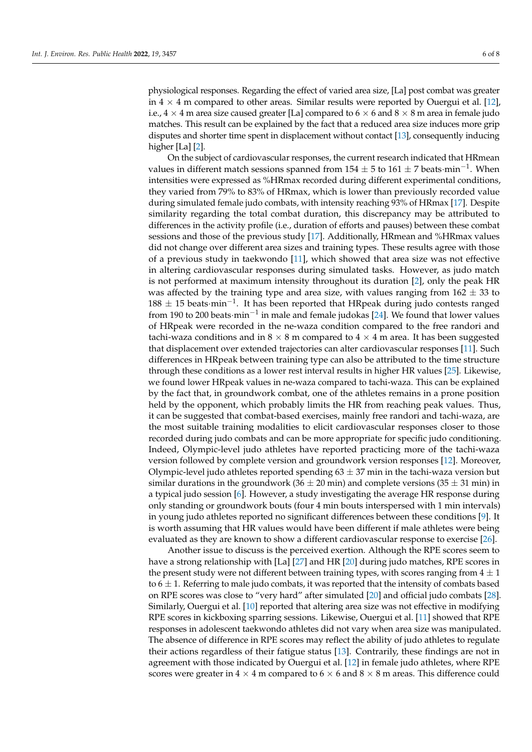physiological responses. Regarding the effect of varied area size, [La] post combat was greater in 4 × 4 m compared to other areas. Similar results were reported by Ouergui et al. [12], i.e., 4 × 4 m area size caused greater [La] compared to 6 × 6 and 8 × 8 m area in female judo matches. This result can be explained by the fact that a reduced area size induces more grip disputes and shorter time spent in displacement without contact [13], consequently inducing higher [La] [2].

On the subject of cardiovascular responses, the current research indicated that HRmean values in different match sessions spanned from 154 ± 5 to 161 ± 7 beats·min$^{-1}$. When intensities were expressed as %HRmax recorded during different experimental conditions, they varied from 79% to 83% of HRmax, which is lower than previously recorded value during simulated female judo combats, with intensity reaching 93% of HRmax [17]. Despite similarity regarding the total combat duration, this discrepancy may be attributed to differences in the activity profile (i.e., duration of efforts and pauses) between these combat sessions and those of the previous study [17]. Additionally, HRmean and %HRmax values did not change over different area sizes and training types. These results agree with those of a previous study in taekwondo [11], which showed that area size was not effective in altering cardiovascular responses during simulated tasks. However, as judo match is not performed at maximum intensity throughout its duration [2], only the peak HR was affected by the training type and area size, with values ranging from 162 ± 33 to 188 ± 15 beats·min$^{-1}$. It has been reported that HRpeak during judo contests ranged from 190 to 200 beats·min$^{-1}$ in male and female judokas [24]. We found that lower values of HRpeak were recorded in the ne-waza condition compared to the free randori and tachi-waza conditions and in 8 × 8 m compared to 4 × 4 m area. It has been suggested that displacement over extended trajectories can alter cardiovascular responses [11]. Such differences in HRpeak between training type can also be attributed to the time structure through these conditions as a lower rest interval results in higher HR values [25]. Likewise, we found lower HRpeak values in ne-waza compared to tachi-waza. This can be explained by the fact that, in groundwork combat, one of the athletes remains in a prone position held by the opponent, which probably limits the HR from reaching peak values. Thus, it can be suggested that combat-based exercises, mainly free randori and tachi-waza, are the most suitable training modalities to elicit cardiovascular responses closer to those recorded during judo combats and can be more appropriate for specific judo conditioning. Indeed, Olympic-level judo athletes have reported practicing more of the tachi-waza version followed by complete version and groundwork version responses [12]. Moreover, Olympic-level judo athletes reported spending 63 ± 37 min in the tachi-waza version but similar durations in the groundwork (36 ± 20 min) and complete versions (35 ± 31 min) in a typical judo session [6]. However, a study investigating the average HR response during only standing or groundwork bouts (four 4 min bouts interspersed with 1 min intervals) in young judo athletes reported no significant differences between these conditions [9]. It is worth assuming that HR values would have been different if male athletes were being evaluated as they are known to show a different cardiovascular response to exercise [26].

Another issue to discuss is the perceived exertion. Although the RPE scores seem to have a strong relationship with [La] [27] and HR [20] during judo matches, RPE scores in the present study were not different between training types, with scores ranging from 4 ± 1 to 6 ± 1. Referring to male judo combats, it was reported that the intensity of combats based on RPE scores was close to "very hard" after simulated [20] and official judo combats [28]. Similarly, Ouergui et al. [10] reported that altering area size was not effective in modifying RPE scores in kickboxing sparring sessions. Likewise, Ouergui et al. [11] showed that RPE responses in adolescent taekwondo athletes did not vary when area size was manipulated. The absence of difference in RPE scores may reflect the ability of judo athletes to regulate their actions regardless of their fatigue status [13]. Contrarily, these findings are not in agreement with those indicated by Ouergui et al. [12] in female judo athletes, where RPE scores were greater in 4 × 4 m compared to 6 × 6 and 8 × 8 m areas. This difference could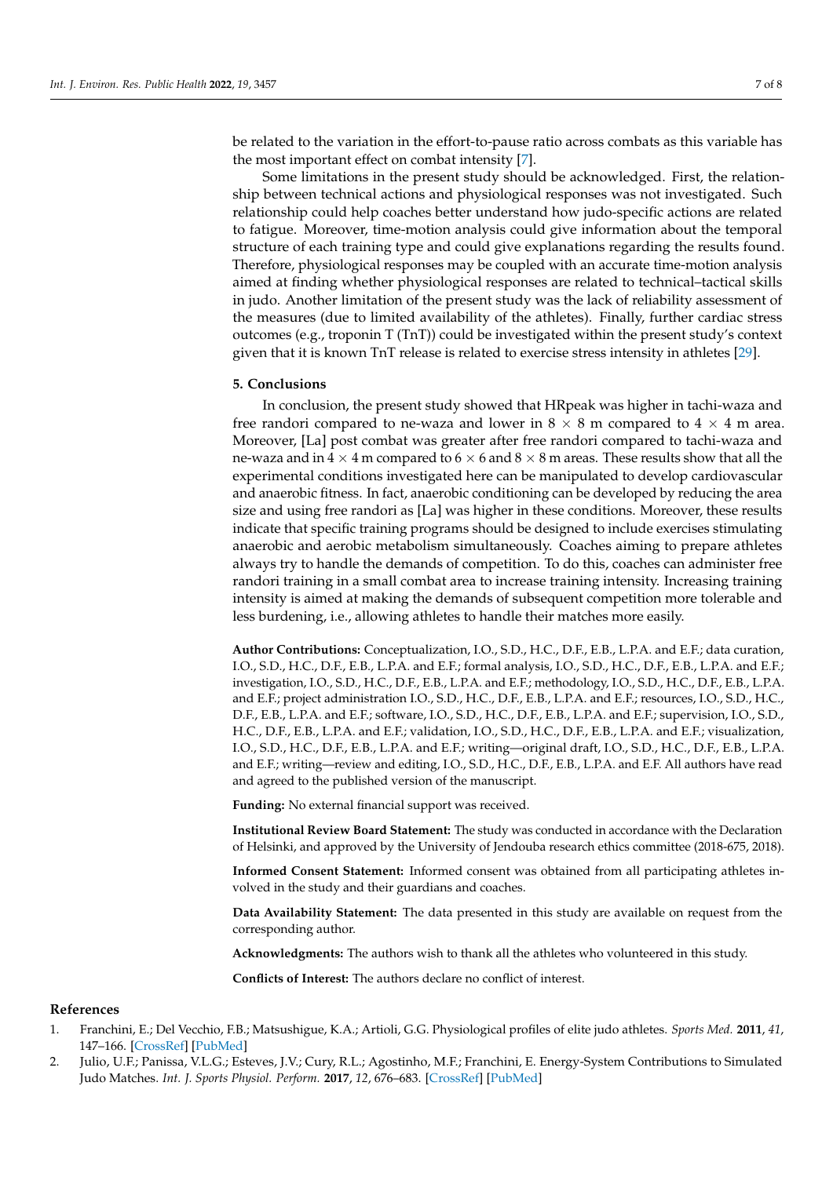be related to the variation in the effort-to-pause ratio across combats as this variable has the most important effect on combat intensity [7].

Some limitations in the present study should be acknowledged. First, the relationship between technical actions and physiological responses was not investigated. Such relationship could help coaches better understand how judo-specific actions are related to fatigue. Moreover, time-motion analysis could give information about the temporal structure of each training type and could give explanations regarding the results found. Therefore, physiological responses may be coupled with an accurate time-motion analysis aimed at finding whether physiological responses are related to technical–tactical skills in judo. Another limitation of the present study was the lack of reliability assessment of the measures (due to limited availability of the athletes). Finally, further cardiac stress outcomes (e.g., troponin T (TnT)) could be investigated within the present study's context given that it is known TnT release is related to exercise stress intensity in athletes [29].

## 5. Conclusions

In conclusion, the present study showed that HRpeak was higher in tachi-waza and free randori compared to ne-waza and lower in $8 \times 8$ m compared to $4 \times 4$ m area. Moreover, [La] post combat was greater after free randori compared to tachi-waza and ne-waza and in $4 \times 4$ m compared to $6 \times 6$ and $8 \times 8$ m areas. These results show that all the experimental conditions investigated here can be manipulated to develop cardiovascular and anaerobic fitness. In fact, anaerobic conditioning can be developed by reducing the area size and using free randori as [La] was higher in these conditions. Moreover, these results indicate that specific training programs should be designed to include exercises stimulating anaerobic and aerobic metabolism simultaneously. Coaches aiming to prepare athletes always try to handle the demands of competition. To do this, coaches can administer free randori training in a small combat area to increase training intensity. Increasing training intensity is aimed at making the demands of subsequent competition more tolerable and less burdening, i.e., allowing athletes to handle their matches more easily.

**Author Contributions:** Conceptualization, I.O., S.D., H.C., D.F., E.B., L.P.A. and E.F.; data curation, I.O., S.D., H.C., D.F., E.B., L.P.A. and E.F.; formal analysis, I.O., S.D., H.C., D.F., E.B., L.P.A. and E.F.; investigation, I.O., S.D., H.C., D.F., E.B., L.P.A. and E.F.; methodology, I.O., S.D., H.C., D.F., E.B., L.P.A. and E.F.; project administration I.O., S.D., H.C., D.F., E.B., L.P.A. and E.F.; resources, I.O., S.D., H.C., D.F., E.B., L.P.A. and E.F.; software, I.O., S.D., H.C., D.F., E.B., L.P.A. and E.F.; supervision, I.O., S.D., H.C., D.F., E.B., L.P.A. and E.F.; validation, I.O., S.D., H.C., D.F., E.B., L.P.A. and E.F.; visualization, I.O., S.D., H.C., D.F., E.B., L.P.A. and E.F.; writing—original draft, I.O., S.D., H.C., D.F., E.B., L.P.A. and E.F.; writing—review and editing, I.O., S.D., H.C., D.F., E.B., L.P.A. and E.F. All authors have read and agreed to the published version of the manuscript.

**Funding:** No external financial support was received.

**Institutional Review Board Statement:** The study was conducted in accordance with the Declaration of Helsinki, and approved by the University of Jendouba research ethics committee (2018-675, 2018).

**Informed Consent Statement:** Informed consent was obtained from all participating athletes involved in the study and their guardians and coaches.

**Data Availability Statement:** The data presented in this study are available on request from the corresponding author.

**Acknowledgments:** The authors wish to thank all the athletes who volunteered in this study.

**Conflicts of Interest:** The authors declare no conflict of interest.

## References

1. Franchini, E.; Del Vecchio, F.B.; Matsushigue, K.A.; Artioli, G.G. Physiological profiles of elite judo athletes. *Sports Med.* **2011**, *41*, 147–166. [CrossRef] [PubMed]
2. Julio, U.F.; Panissa, V.L.G.; Esteves, J.V.; Cury, R.L.; Agostinho, M.F.; Franchini, E. Energy-System Contributions to Simulated Judo Matches. *Int. J. Sports Physiol. Perform.* **2017**, *12*, 676–683. [CrossRef] [PubMed]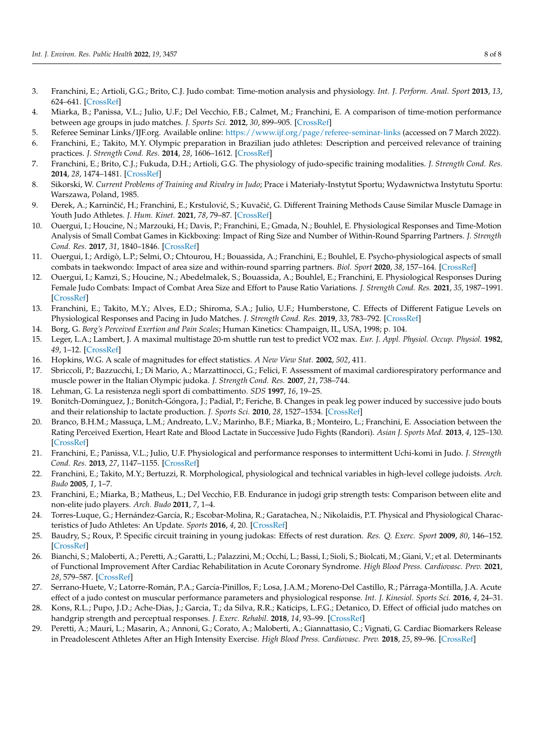3. Franchini, E.; Artioli, G.G.; Brito, C.J. Judo combat: Time-motion analysis and physiology. *Int. J. Perform. Anal. Sport* **2013**, *13*, 624–641. [CrossRef]
4. Miarka, B.; Panissa, V.L.; Julio, U.F.; Del Vecchio, F.B.; Calmet, M.; Franchini, E. A comparison of time-motion performance between age groups in judo matches. *J. Sports Sci.* **2012**, *30*, 899–905. [CrossRef]
5. Referee Seminar Links/IJF.org. Available online: https://www.ijf.org/page/referee-seminar-links (accessed on 7 March 2022).
6. Franchini, E.; Takito, M.Y. Olympic preparation in Brazilian judo athletes: Description and perceived relevance of training practices. *J. Strength Cond. Res.* **2014**, *28*, 1606–1612. [CrossRef]
7. Franchini, E.; Brito, C.J.; Fukuda, D.H.; Artioli, G.G. The physiology of judo-specific training modalities. *J. Strength Cond. Res.* **2014**, *28*, 1474–1481. [CrossRef]
8. Sikorski, W. *Current Problems of Training and Rivalry in Judo*; Prace i Materiały-Instytut Sportu; Wydawnictwa Instytutu Sportu: Warszawa, Poland, 1985.
9. Ðerek, A.; Karninčić, H.; Franchini, E.; Krstulović, S.; Kuvačić, G. Different Training Methods Cause Similar Muscle Damage in Youth Judo Athletes. *J. Hum. Kinet.* **2021**, *78*, 79–87. [CrossRef]
10. Ouergui, I.; Houcine, N.; Marzouki, H.; Davis, P.; Franchini, E.; Gmada, N.; Bouhlel, E. Physiological Responses and Time-Motion Analysis of Small Combat Games in Kickboxing: Impact of Ring Size and Number of Within-Round Sparring Partners. *J. Strength Cond. Res.* **2017**, *31*, 1840–1846. [CrossRef]
11. Ouergui, I.; Ardigò, L.P.; Selmi, O.; Chtourou, H.; Bouassida, A.; Franchini, E.; Bouhlel, E. Psycho-physiological aspects of small combats in taekwondo: Impact of area size and within-round sparring partners. *Biol. Sport* **2020**, *38*, 157–164. [CrossRef]
12. Ouergui, I.; Kamzi, S.; Houcine, N.; Abedelmalek, S.; Bouassida, A.; Bouhlel, E.; Franchini, E. Physiological Responses During Female Judo Combats: Impact of Combat Area Size and Effort to Pause Ratio Variations. *J. Strength Cond. Res.* **2021**, *35*, 1987–1991. [CrossRef]
13. Franchini, E.; Takito, M.Y.; Alves, E.D.; Shiroma, S.A.; Julio, U.F.; Humberstone, C. Effects of Different Fatigue Levels on Physiological Responses and Pacing in Judo Matches. *J. Strength Cond. Res.* **2019**, *33*, 783–792. [CrossRef]
14. Borg, G. *Borg's Perceived Exertion and Pain Scales*; Human Kinetics: Champaign, IL, USA, 1998; p. 104.
15. Leger, L.A.; Lambert, J. A maximal multistage 20-m shuttle run test to predict VO2 max. *Eur. J. Appl. Physiol. Occup. Physiol.* **1982**, *49*, 1–12. [CrossRef]
16. Hopkins, W.G. A scale of magnitudes for effect statistics. *A New View Stat.* **2002**, *502*, 411.
17. Sbriccoli, P.; Bazzucchi, I.; Di Mario, A.; Marzattinocci, G.; Felici, F. Assessment of maximal cardiorespiratory performance and muscle power in the Italian Olympic judoka. *J. Strength Cond. Res.* **2007**, *21*, 738–744.
18. Lehman, G. La resistenza negli sport di combattimento. *SDS* **1997**, *16*, 19–25.
19. Bonitch-Domínguez, J.; Bonitch-Góngora, J.; Padial, P.; Feriche, B. Changes in peak leg power induced by successive judo bouts and their relationship to lactate production. *J. Sports Sci.* **2010**, *28*, 1527–1534. [CrossRef]
20. Branco, B.H.M.; Massuça, L.M.; Andreato, L.V.; Marinho, B.F.; Miarka, B.; Monteiro, L.; Franchini, E. Association between the Rating Perceived Exertion, Heart Rate and Blood Lactate in Successive Judo Fights (Randori). *Asian J. Sports Med.* **2013**, *4*, 125–130. [CrossRef]
21. Franchini, E.; Panissa, V.L.; Julio, U.F. Physiological and performance responses to intermittent Uchi-komi in Judo. *J. Strength Cond. Res.* **2013**, *27*, 1147–1155. [CrossRef]
22. Franchini, E.; Takito, M.Y.; Bertuzzi, R. Morphological, physiological and technical variables in high-level college judoists. *Arch. Budo* **2005**, *1*, 1–7.
23. Franchini, E.; Miarka, B.; Matheus, L.; Del Vecchio, F.B. Endurance in judogi grip strength tests: Comparison between elite and non-elite judo players. *Arch. Budo* **2011**, *7*, 1–4.
24. Torres-Luque, G.; Hernández-García, R.; Escobar-Molina, R.; Garatachea, N.; Nikolaidis, P.T. Physical and Physiological Characteristics of Judo Athletes: An Update. *Sports* **2016**, *4*, 20. [CrossRef]
25. Baudry, S.; Roux, P. Specific circuit training in young judokas: Effects of rest duration. *Res. Q. Exerc. Sport* **2009**, *80*, 146–152. [CrossRef]
26. Bianchi, S.; Maloberti, A.; Peretti, A.; Garatti, L.; Palazzini, M.; Occhi, L.; Bassi, I.; Sioli, S.; Biolcati, M.; Giani, V.; et al. Determinants of Functional Improvement After Cardiac Rehabilitation in Acute Coronary Syndrome. *High Blood Press. Cardiovasc. Prev.* **2021**, *28*, 579–587. [CrossRef]
27. Serrano-Huete, V.; Latorre-Román, P.A.; García-Pinillos, F.; Losa, J.A.M.; Moreno-Del Castillo, R.; Párraga-Montilla, J.A. Acute effect of a judo contest on muscular performance parameters and physiological response. *Int. J. Kinesiol. Sports Sci.* **2016**, *4*, 24–31.
28. Kons, R.L.; Pupo, J.D.; Ache-Dias, J.; Garcia, T.; da Silva, R.R.; Katicips, L.F.G.; Detanico, D. Effect of official judo matches on handgrip strength and perceptual responses. *J. Exerc. Rehabil.* **2018**, *14*, 93–99. [CrossRef]
29. Peretti, A.; Mauri, L.; Masarin, A.; Annoni, G.; Corato, A.; Maloberti, A.; Giannattasio, C.; Vignati, G. Cardiac Biomarkers Release in Preadolescent Athletes After an High Intensity Exercise. *High Blood Press. Cardiovasc. Prev.* **2018**, *25*, 89–96. [CrossRef]